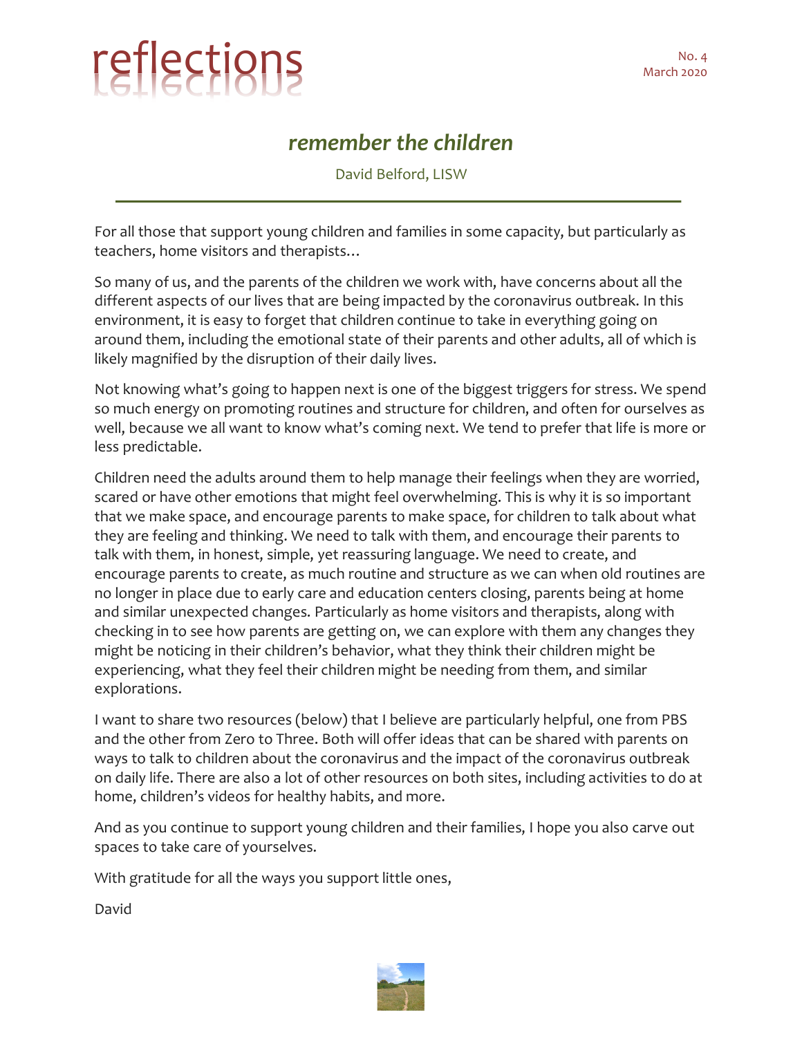# reflections

No. 4
March 2020

## *remember the children*

David Belford, LISW

---

For all those that support young children and families in some capacity, but particularly as teachers, home visitors and therapists…

So many of us, and the parents of the children we work with, have concerns about all the different aspects of our lives that are being impacted by the coronavirus outbreak. In this environment, it is easy to forget that children continue to take in everything going on around them, including the emotional state of their parents and other adults, all of which is likely magnified by the disruption of their daily lives.

Not knowing what's going to happen next is one of the biggest triggers for stress. We spend so much energy on promoting routines and structure for children, and often for ourselves as well, because we all want to know what's coming next. We tend to prefer that life is more or less predictable.

Children need the adults around them to help manage their feelings when they are worried, scared or have other emotions that might feel overwhelming. This is why it is so important that we make space, and encourage parents to make space, for children to talk about what they are feeling and thinking. We need to talk with them, and encourage their parents to talk with them, in honest, simple, yet reassuring language. We need to create, and encourage parents to create, as much routine and structure as we can when old routines are no longer in place due to early care and education centers closing, parents being at home and similar unexpected changes. Particularly as home visitors and therapists, along with checking in to see how parents are getting on, we can explore with them any changes they might be noticing in their children's behavior, what they think their children might be experiencing, what they feel their children might be needing from them, and similar explorations.

I want to share two resources (below) that I believe are particularly helpful, one from PBS and the other from Zero to Three. Both will offer ideas that can be shared with parents on ways to talk to children about the coronavirus and the impact of the coronavirus outbreak on daily life. There are also a lot of other resources on both sites, including activities to do at home, children's videos for healthy habits, and more.

And as you continue to support young children and their families, I hope you also carve out spaces to take care of yourselves.

With gratitude for all the ways you support little ones,

David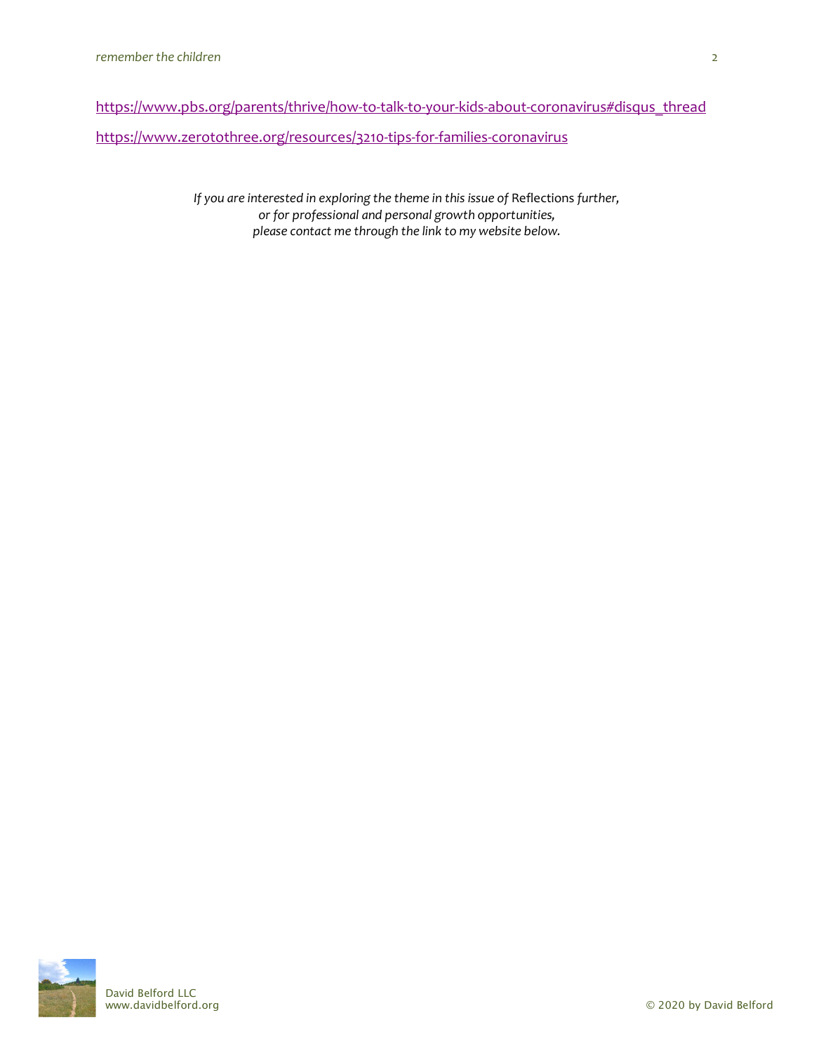https://www.pbs.org/parents/thrive/how-to-talk-to-your-kids-about-coronavirus#disqus_thread

https://www.zerotothree.org/resources/3210-tips-for-families-coronavirus

*If you are interested in exploring the theme in this issue of* Reflections *further,*
*or for professional and personal growth opportunities,*
*please contact me through the link to my website below.*

David Belford LLC
www.davidbelford.org

© 2020 by David Belford